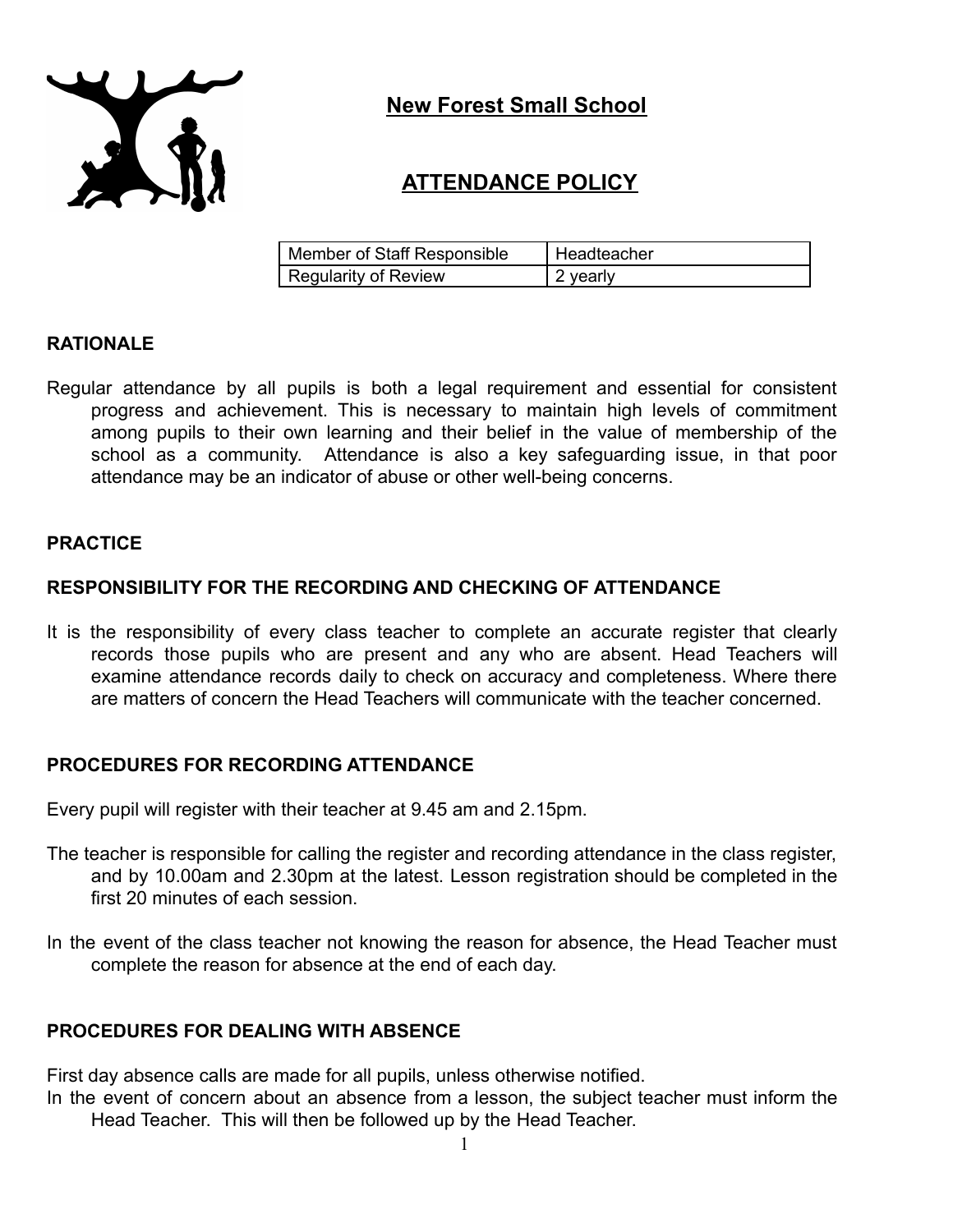# New Forest Small School

# ATTENDANCE POLICY

| Member of Staff Responsible | Headteacher |
|---|---|
| Regularity of Review | 2 yearly |

## RATIONALE

Regular attendance by all pupils is both a legal requirement and essential for consistent progress and achievement. This is necessary to maintain high levels of commitment among pupils to their own learning and their belief in the value of membership of the school as a community. Attendance is also a key safeguarding issue, in that poor attendance may be an indicator of abuse or other well-being concerns.

## PRACTICE

### RESPONSIBILITY FOR THE RECORDING AND CHECKING OF ATTENDANCE

It is the responsibility of every class teacher to complete an accurate register that clearly records those pupils who are present and any who are absent. Head Teachers will examine attendance records daily to check on accuracy and completeness. Where there are matters of concern the Head Teachers will communicate with the teacher concerned.

### PROCEDURES FOR RECORDING ATTENDANCE

Every pupil will register with their teacher at 9.45 am and 2.15pm.

The teacher is responsible for calling the register and recording attendance in the class register, and by 10.00am and 2.30pm at the latest. Lesson registration should be completed in the first 20 minutes of each session.

In the event of the class teacher not knowing the reason for absence, the Head Teacher must complete the reason for absence at the end of each day.

### PROCEDURES FOR DEALING WITH ABSENCE

First day absence calls are made for all pupils, unless otherwise notified.

In the event of concern about an absence from a lesson, the subject teacher must inform the Head Teacher. This will then be followed up by the Head Teacher.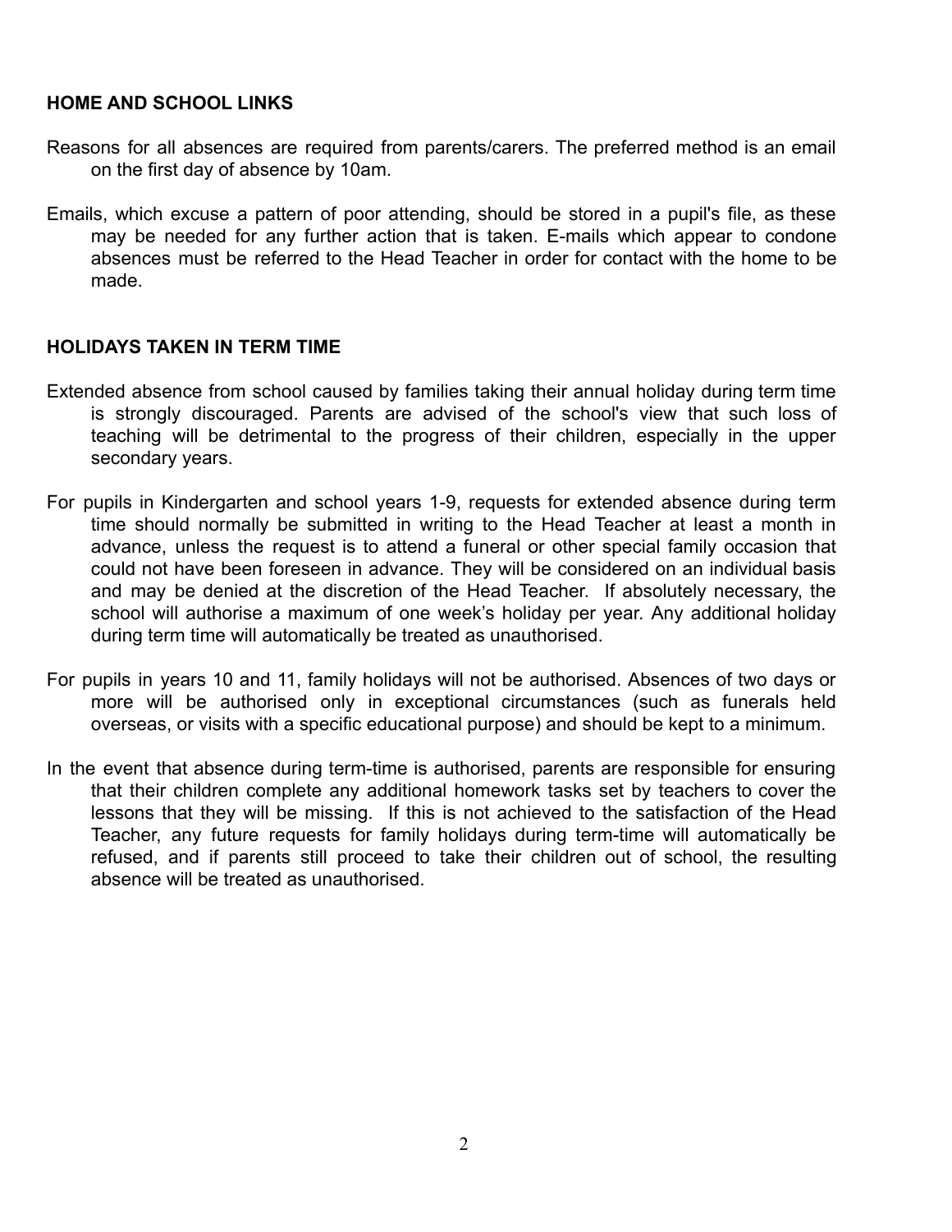## HOME AND SCHOOL LINKS

Reasons for all absences are required from parents/carers. The preferred method is an email on the first day of absence by 10am.

Emails, which excuse a pattern of poor attending, should be stored in a pupil's file, as these may be needed for any further action that is taken. E-mails which appear to condone absences must be referred to the Head Teacher in order for contact with the home to be made.

## HOLIDAYS TAKEN IN TERM TIME

Extended absence from school caused by families taking their annual holiday during term time is strongly discouraged. Parents are advised of the school's view that such loss of teaching will be detrimental to the progress of their children, especially in the upper secondary years.

For pupils in Kindergarten and school years 1-9, requests for extended absence during term time should normally be submitted in writing to the Head Teacher at least a month in advance, unless the request is to attend a funeral or other special family occasion that could not have been foreseen in advance. They will be considered on an individual basis and may be denied at the discretion of the Head Teacher. If absolutely necessary, the school will authorise a maximum of one week's holiday per year. Any additional holiday during term time will automatically be treated as unauthorised.

For pupils in years 10 and 11, family holidays will not be authorised. Absences of two days or more will be authorised only in exceptional circumstances (such as funerals held overseas, or visits with a specific educational purpose) and should be kept to a minimum.

In the event that absence during term-time is authorised, parents are responsible for ensuring that their children complete any additional homework tasks set by teachers to cover the lessons that they will be missing. If this is not achieved to the satisfaction of the Head Teacher, any future requests for family holidays during term-time will automatically be refused, and if parents still proceed to take their children out of school, the resulting absence will be treated as unauthorised.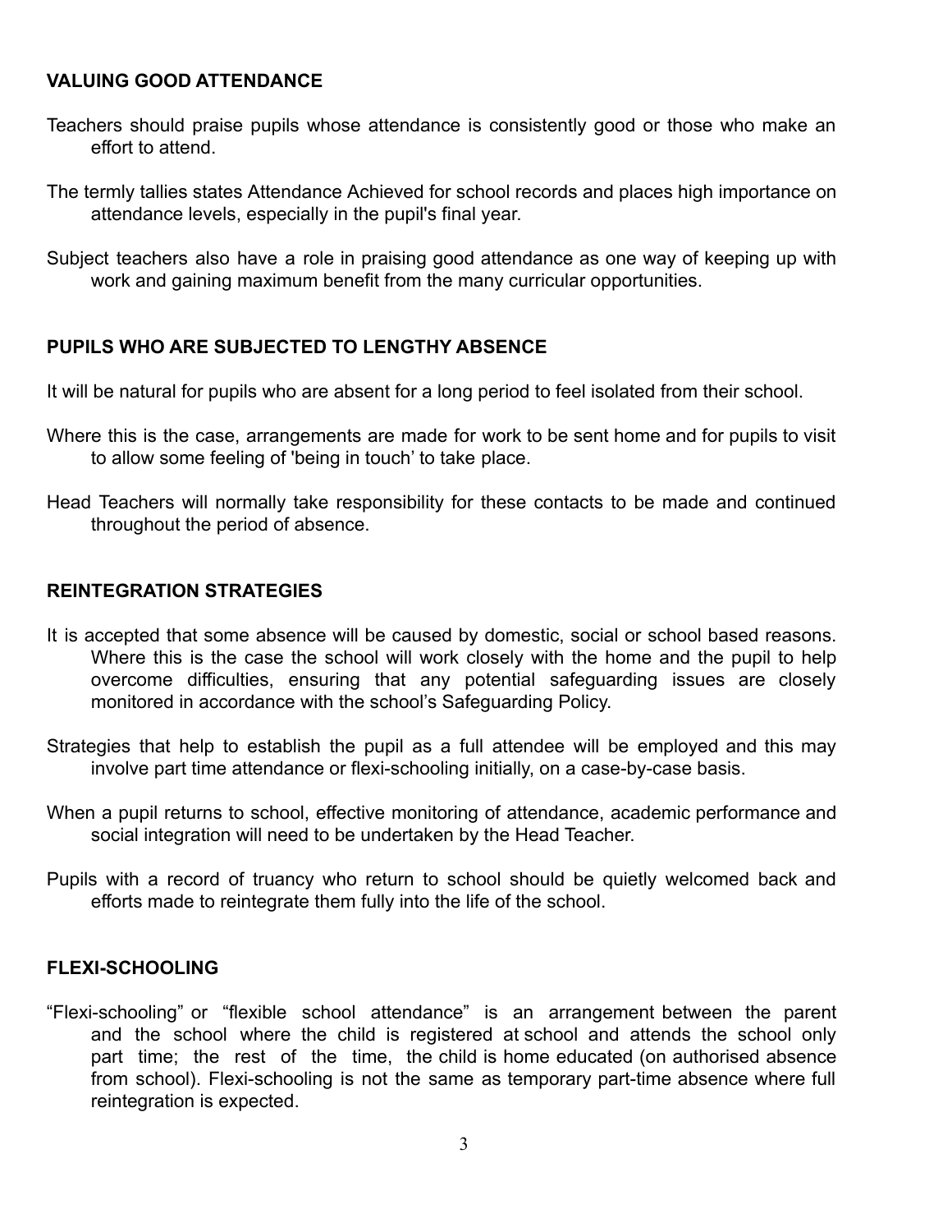## VALUING GOOD ATTENDANCE

Teachers should praise pupils whose attendance is consistently good or those who make an effort to attend.

The termly tallies states Attendance Achieved for school records and places high importance on attendance levels, especially in the pupil's final year.

Subject teachers also have a role in praising good attendance as one way of keeping up with work and gaining maximum benefit from the many curricular opportunities.

## PUPILS WHO ARE SUBJECTED TO LENGTHY ABSENCE

It will be natural for pupils who are absent for a long period to feel isolated from their school.

Where this is the case, arrangements are made for work to be sent home and for pupils to visit to allow some feeling of 'being in touch' to take place.

Head Teachers will normally take responsibility for these contacts to be made and continued throughout the period of absence.

## REINTEGRATION STRATEGIES

It is accepted that some absence will be caused by domestic, social or school based reasons. Where this is the case the school will work closely with the home and the pupil to help overcome difficulties, ensuring that any potential safeguarding issues are closely monitored in accordance with the school's Safeguarding Policy.

Strategies that help to establish the pupil as a full attendee will be employed and this may involve part time attendance or flexi-schooling initially, on a case-by-case basis.

When a pupil returns to school, effective monitoring of attendance, academic performance and social integration will need to be undertaken by the Head Teacher.

Pupils with a record of truancy who return to school should be quietly welcomed back and efforts made to reintegrate them fully into the life of the school.

## FLEXI-SCHOOLING

"Flexi-schooling" or "flexible school attendance" is an arrangement between the parent and the school where the child is registered at school and attends the school only part time; the rest of the time, the child is home educated (on authorised absence from school). Flexi-schooling is not the same as temporary part-time absence where full reintegration is expected.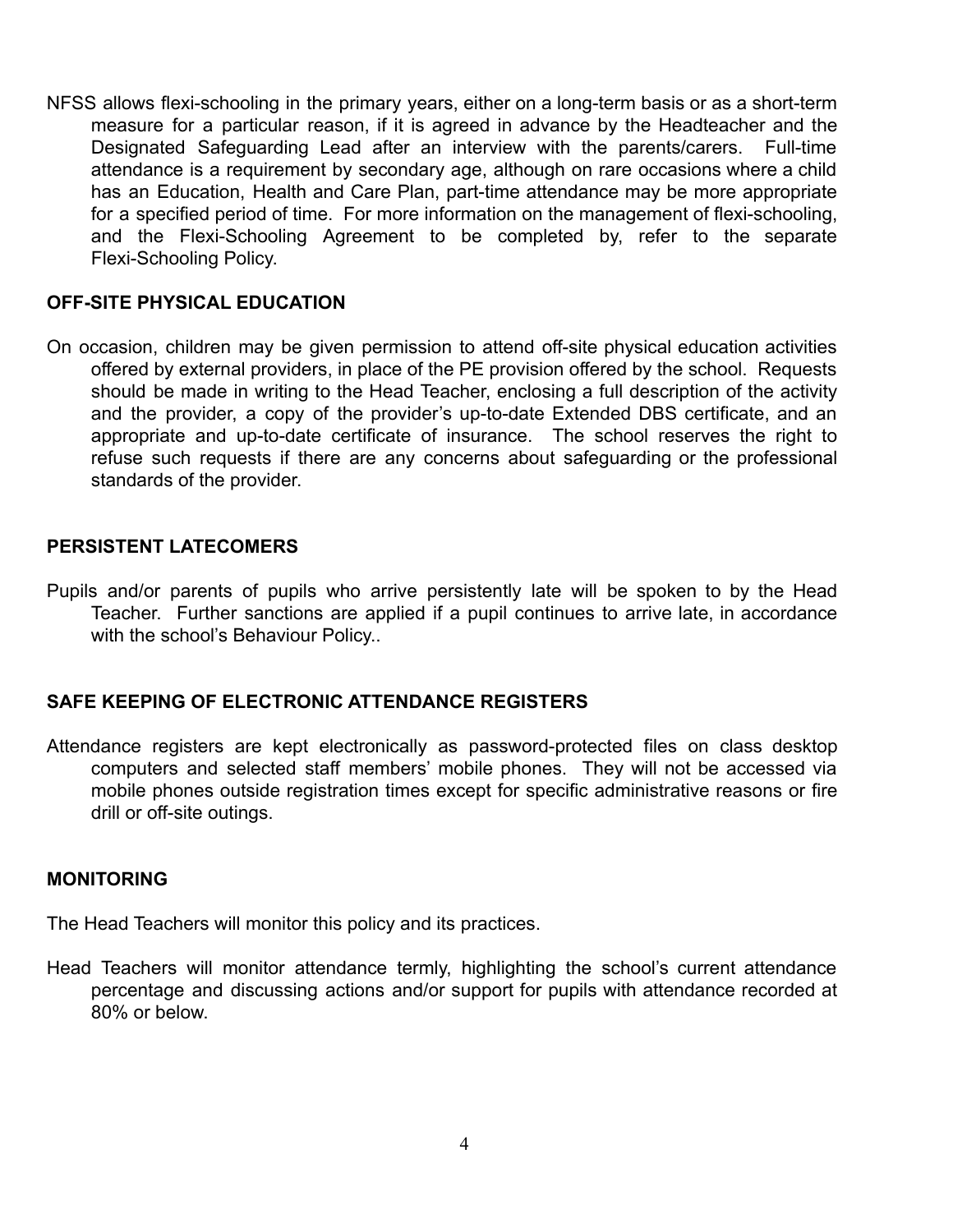NFSS allows flexi-schooling in the primary years, either on a long-term basis or as a short-term measure for a particular reason, if it is agreed in advance by the Headteacher and the Designated Safeguarding Lead after an interview with the parents/carers. Full-time attendance is a requirement by secondary age, although on rare occasions where a child has an Education, Health and Care Plan, part-time attendance may be more appropriate for a specified period of time. For more information on the management of flexi-schooling, and the Flexi-Schooling Agreement to be completed by, refer to the separate Flexi-Schooling Policy.

**OFF-SITE PHYSICAL EDUCATION**

On occasion, children may be given permission to attend off-site physical education activities offered by external providers, in place of the PE provision offered by the school. Requests should be made in writing to the Head Teacher, enclosing a full description of the activity and the provider, a copy of the provider's up-to-date Extended DBS certificate, and an appropriate and up-to-date certificate of insurance. The school reserves the right to refuse such requests if there are any concerns about safeguarding or the professional standards of the provider.

**PERSISTENT LATECOMERS**

Pupils and/or parents of pupils who arrive persistently late will be spoken to by the Head Teacher. Further sanctions are applied if a pupil continues to arrive late, in accordance with the school's Behaviour Policy..

**SAFE KEEPING OF ELECTRONIC ATTENDANCE REGISTERS**

Attendance registers are kept electronically as password-protected files on class desktop computers and selected staff members' mobile phones. They will not be accessed via mobile phones outside registration times except for specific administrative reasons or fire drill or off-site outings.

**MONITORING**

The Head Teachers will monitor this policy and its practices.

Head Teachers will monitor attendance termly, highlighting the school's current attendance percentage and discussing actions and/or support for pupils with attendance recorded at 80% or below.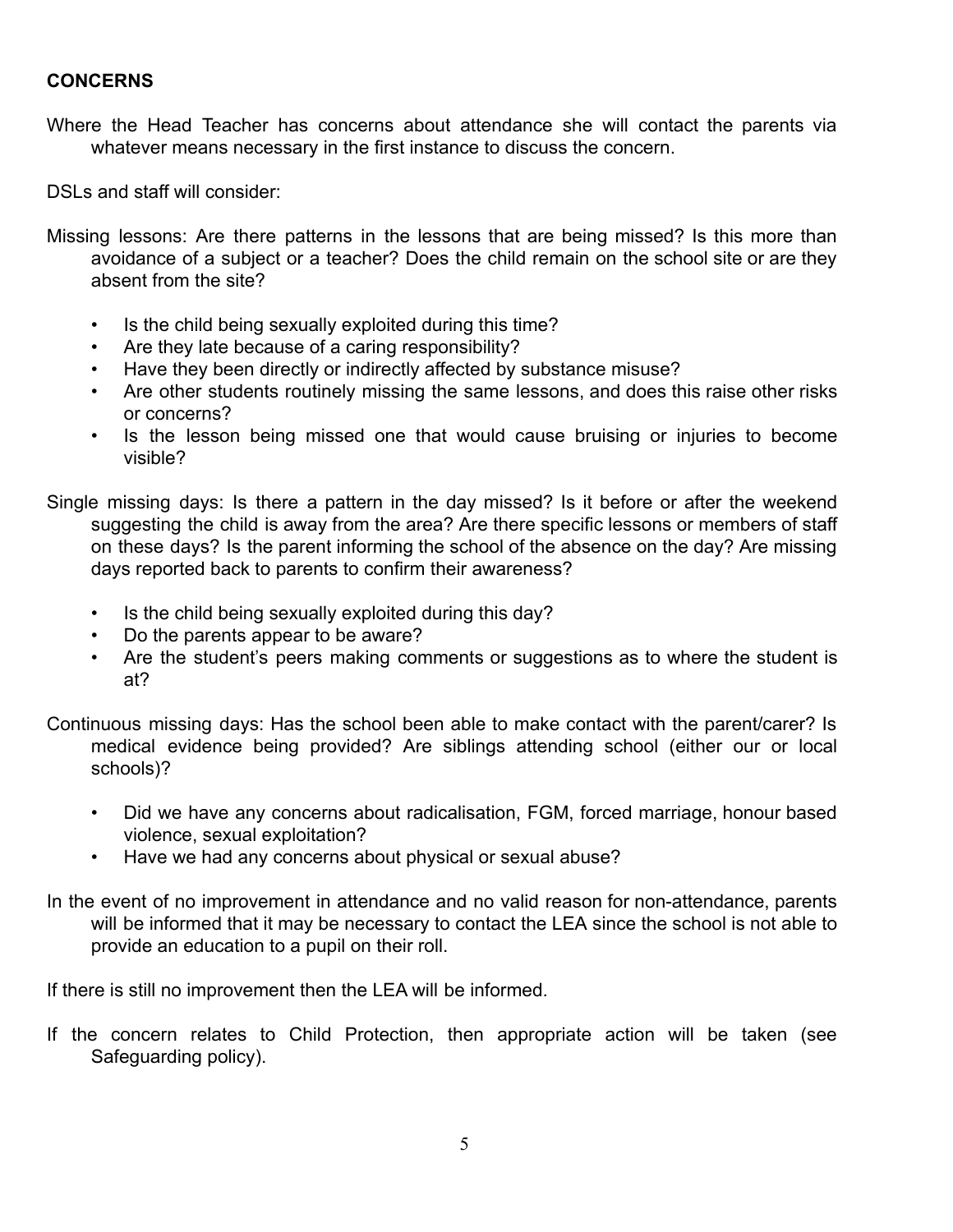**CONCERNS**

Where the Head Teacher has concerns about attendance she will contact the parents via whatever means necessary in the first instance to discuss the concern.

DSLs and staff will consider:

Missing lessons: Are there patterns in the lessons that are being missed? Is this more than avoidance of a subject or a teacher? Does the child remain on the school site or are they absent from the site?

- Is the child being sexually exploited during this time?
- Are they late because of a caring responsibility?
- Have they been directly or indirectly affected by substance misuse?
- Are other students routinely missing the same lessons, and does this raise other risks or concerns?
- Is the lesson being missed one that would cause bruising or injuries to become visible?

Single missing days: Is there a pattern in the day missed? Is it before or after the weekend suggesting the child is away from the area? Are there specific lessons or members of staff on these days? Is the parent informing the school of the absence on the day? Are missing days reported back to parents to confirm their awareness?

- Is the child being sexually exploited during this day?
- Do the parents appear to be aware?
- Are the student's peers making comments or suggestions as to where the student is at?

Continuous missing days: Has the school been able to make contact with the parent/carer? Is medical evidence being provided? Are siblings attending school (either our or local schools)?

- Did we have any concerns about radicalisation, FGM, forced marriage, honour based violence, sexual exploitation?
- Have we had any concerns about physical or sexual abuse?

In the event of no improvement in attendance and no valid reason for non-attendance, parents will be informed that it may be necessary to contact the LEA since the school is not able to provide an education to a pupil on their roll.

If there is still no improvement then the LEA will be informed.

If the concern relates to Child Protection, then appropriate action will be taken (see Safeguarding policy).